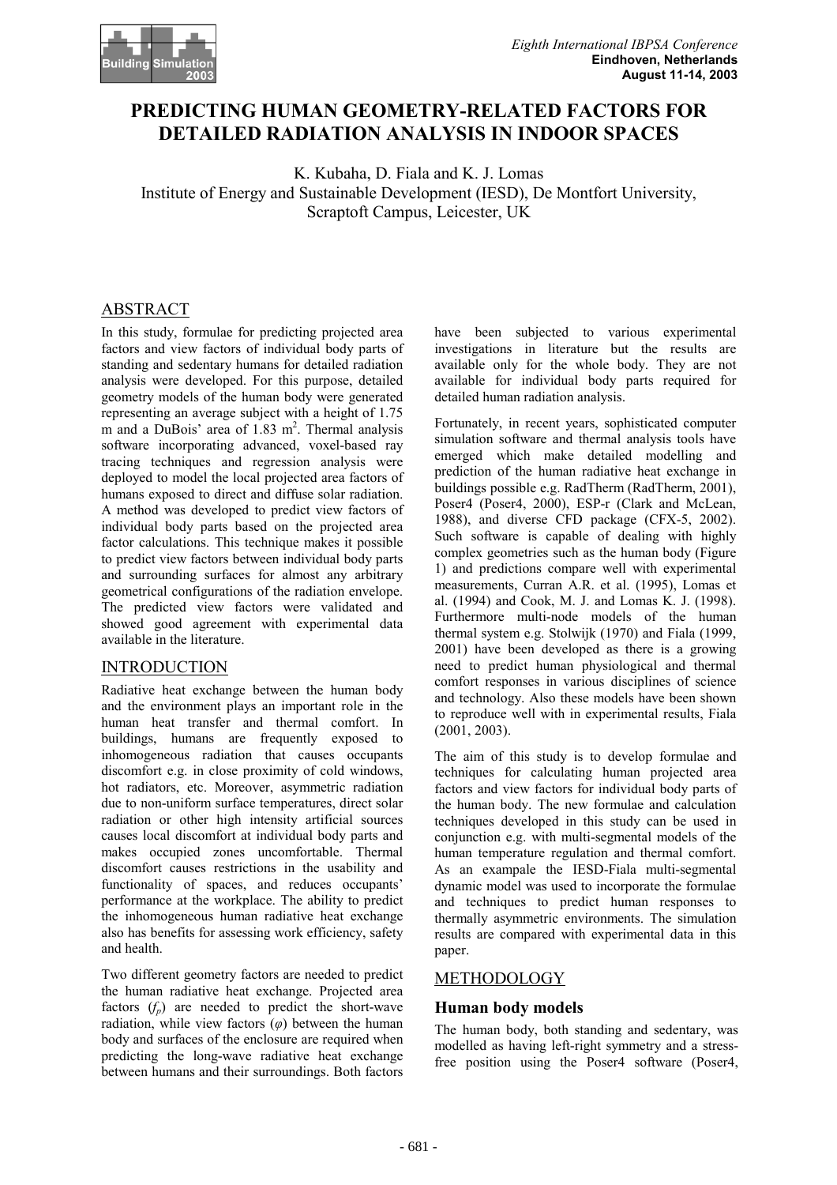# PREDICTING HUMAN GEOMETRY-RELATED FACTORS FOR DETAILED RADIATION ANALYSIS IN INDOOR SPACES

K. Kubaha, D. Fiala and K. J. Lomas
Institute of Energy and Sustainable Development (IESD), De Montfort University, Scraptoft Campus, Leicester, UK

## ABSTRACT

In this study, formulae for predicting projected area factors and view factors of individual body parts of standing and sedentary humans for detailed radiation analysis were developed. For this purpose, detailed geometry models of the human body were generated representing an average subject with a height of 1.75 m and a DuBois' area of 1.83 m$^2$. Thermal analysis software incorporating advanced, voxel-based ray tracing techniques and regression analysis were deployed to model the local projected area factors of humans exposed to direct and diffuse solar radiation. A method was developed to predict view factors of individual body parts based on the projected area factor calculations. This technique makes it possible to predict view factors between individual body parts and surrounding surfaces for almost any arbitrary geometrical configurations of the radiation envelope. The predicted view factors were validated and showed good agreement with experimental data available in the literature.

## INTRODUCTION

Radiative heat exchange between the human body and the environment plays an important role in the human heat transfer and thermal comfort. In buildings, humans are frequently exposed to inhomogeneous radiation that causes occupants discomfort e.g. in close proximity of cold windows, hot radiators, etc. Moreover, asymmetric radiation due to non-uniform surface temperatures, direct solar radiation or other high intensity artificial sources causes local discomfort at individual body parts and makes occupied zones uncomfortable. Thermal discomfort causes restrictions in the usability and functionality of spaces, and reduces occupants' performance at the workplace. The ability to predict the inhomogeneous human radiative heat exchange also has benefits for assessing work efficiency, safety and health.

Two different geometry factors are needed to predict the human radiative heat exchange. Projected area factors ($f_p$) are needed to predict the short-wave radiation, while view factors ($\varphi$) between the human body and surfaces of the enclosure are required when predicting the long-wave radiative heat exchange between humans and their surroundings. Both factors have been subjected to various experimental investigations in literature but the results are available only for the whole body. They are not available for individual body parts required for detailed human radiation analysis.

Fortunately, in recent years, sophisticated computer simulation software and thermal analysis tools have emerged which make detailed modelling and prediction of the human radiative heat exchange in buildings possible e.g. RadTherm (RadTherm, 2001), Poser4 (Poser4, 2000), ESP-r (Clark and McLean, 1988), and diverse CFD package (CFX-5, 2002). Such software is capable of dealing with highly complex geometries such as the human body (Figure 1) and predictions compare well with experimental measurements, Curran A.R. et al. (1995), Lomas et al. (1994) and Cook, M. J. and Lomas K. J. (1998). Furthermore multi-node models of the human thermal system e.g. Stolwijk (1970) and Fiala (1999, 2001) have been developed as there is a growing need to predict human physiological and thermal comfort responses in various disciplines of science and technology. Also these models have been shown to reproduce well with in experimental results, Fiala (2001, 2003).

The aim of this study is to develop formulae and techniques for calculating human projected area factors and view factors for individual body parts of the human body. The new formulae and calculation techniques developed in this study can be used in conjunction e.g. with multi-segmental models of the human temperature regulation and thermal comfort. As an exampale the IESD-Fiala multi-segmental dynamic model was used to incorporate the formulae and techniques to predict human responses to thermally asymmetric environments. The simulation results are compared with experimental data in this paper.

## METHODOLOGY

### Human body models

The human body, both standing and sedentary, was modelled as having left-right symmetry and a stress-free position using the Poser4 software (Poser4,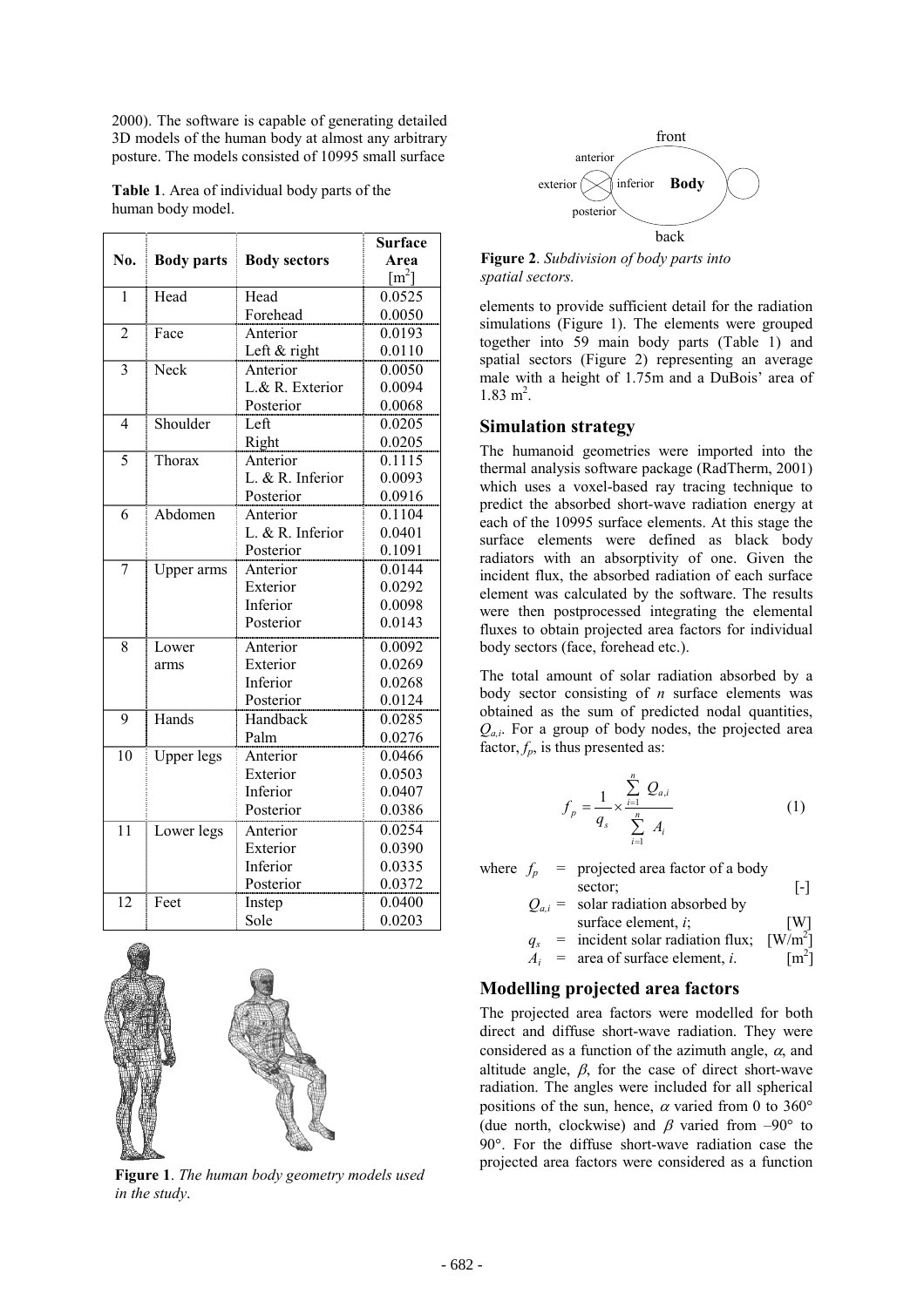2000). The software is capable of generating detailed 3D models of the human body at almost any arbitrary posture. The models consisted of 10995 small surface elements to provide sufficient detail for the radiation simulations (Figure 1). The elements were grouped together into 59 main body parts (Table 1) and spatial sectors (Figure 2) representing an average male with a height of 1.75m and a DuBois' area of 1.83 m$^2$.

**Table 1**. Area of individual body parts of the human body model.

| No. | Body parts | Body sectors | Surface Area [m$^2$] |
|---|---|---|---|
| 1 | Head | Head | 0.0525 |
| | | Forehead | 0.0050 |
| 2 | Face | Anterior | 0.0193 |
| | | Left & right | 0.0110 |
| 3 | Neck | Anterior | 0.0050 |
| | | L.& R. Exterior | 0.0094 |
| | | Posterior | 0.0068 |
| 4 | Shoulder | Left | 0.0205 |
| | | Right | 0.0205 |
| 5 | Thorax | Anterior | 0.1115 |
| | | L. & R. Inferior | 0.0093 |
| | | Posterior | 0.0916 |
| 6 | Abdomen | Anterior | 0.1104 |
| | | L. & R. Inferior | 0.0401 |
| | | Posterior | 0.1091 |
| 7 | Upper arms | Anterior | 0.0144 |
| | | Exterior | 0.0292 |
| | | Inferior | 0.0098 |
| | | Posterior | 0.0143 |
| 8 | Lower arms | Anterior | 0.0092 |
| | | Exterior | 0.0269 |
| | | Inferior | 0.0268 |
| | | Posterior | 0.0124 |
| 9 | Hands | Handback | 0.0285 |
| | | Palm | 0.0276 |
| 10 | Upper legs | Anterior | 0.0466 |
| | | Exterior | 0.0503 |
| | | Inferior | 0.0407 |
| | | Posterior | 0.0386 |
| 11 | Lower legs | Anterior | 0.0254 |
| | | Exterior | 0.0390 |
| | | Inferior | 0.0335 |
| | | Posterior | 0.0372 |
| 12 | Feet | Instep | 0.0400 |
| | | Sole | 0.0203 |

**Figure 1**. *The human body geometry models used in the study*.

**Figure 2**. *Subdivision of body parts into spatial sectors.*

## Simulation strategy

The humanoid geometries were imported into the thermal analysis software package (RadTherm, 2001) which uses a voxel-based ray tracing technique to predict the absorbed short-wave radiation energy at each of the 10995 surface elements. At this stage the surface elements were defined as black body radiators with an absorptivity of one. Given the incident flux, the absorbed radiation of each surface element was calculated by the software. The results were then postprocessed integrating the elemental fluxes to obtain projected area factors for individual body sectors (face, forehead etc.).

The total amount of solar radiation absorbed by a body sector consisting of *n* surface elements was obtained as the sum of predicted nodal quantities, $Q_{a,i}$. For a group of body nodes, the projected area factor, $f_p$, is thus presented as:

$$f_p = \frac{1}{q_s} \times \frac{\sum_{i=1}^{n} Q_{a,i}}{\sum_{i=1}^{n} A_i} \qquad (1)$$

where
- $f_p$ = projected area factor of a body sector; [-]
- $Q_{a,i}$ = solar radiation absorbed by surface element, *i*; [W]
- $q_s$ = incident solar radiation flux; [W/m$^2$]
- $A_i$ = area of surface element, *i*. [m$^2$]

## Modelling projected area factors

The projected area factors were modelled for both direct and diffuse short-wave radiation. They were considered as a function of the azimuth angle, $\alpha$, and altitude angle, $\beta$, for the case of direct short-wave radiation. The angles were included for all spherical positions of the sun, hence, $\alpha$ varied from 0 to 360° (due north, clockwise) and $\beta$ varied from –90° to 90°. For the diffuse short-wave radiation case the projected area factors were considered as a function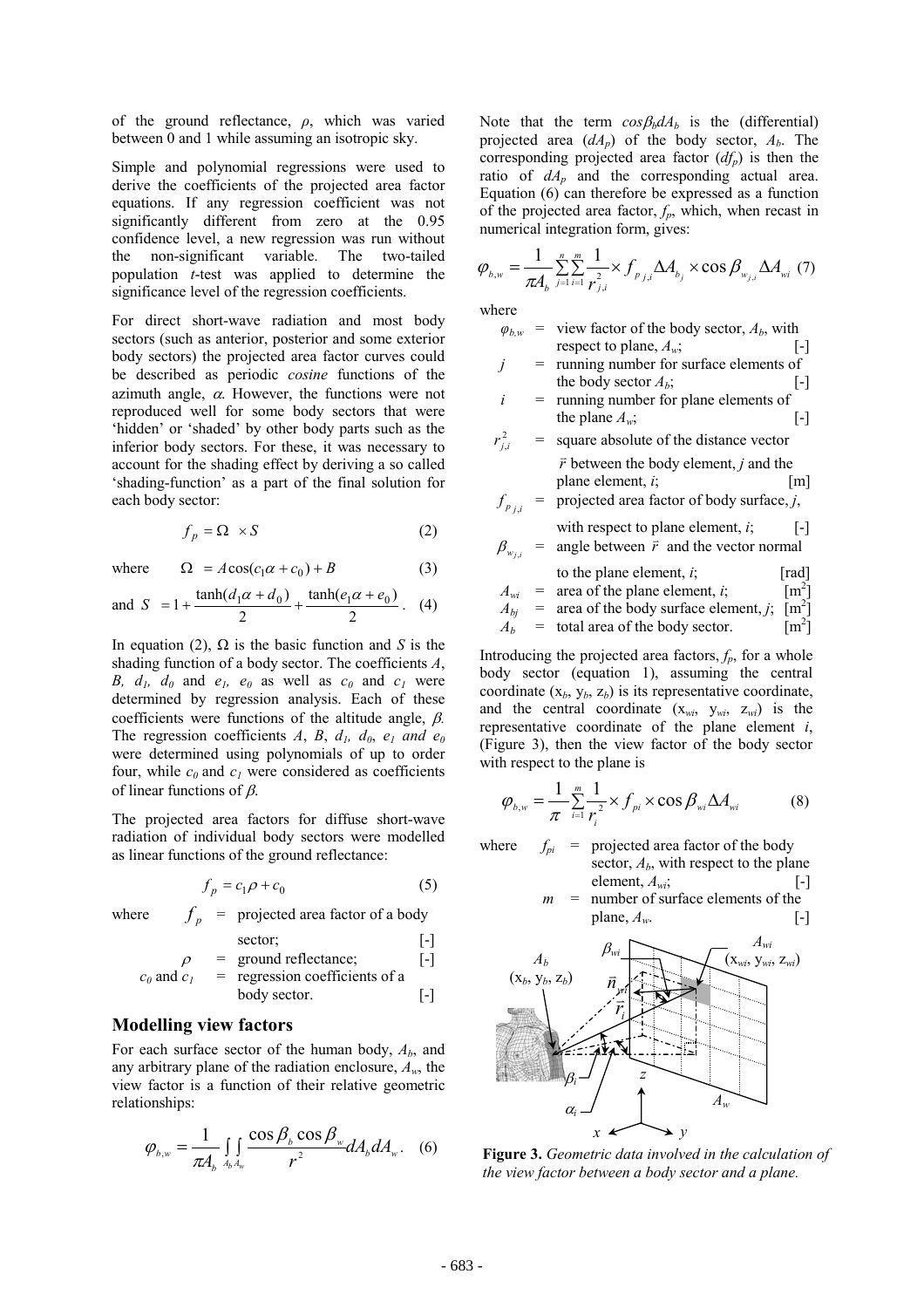of the ground reflectance, $\rho$, which was varied between 0 and 1 while assuming an isotropic sky.

Simple and polynomial regressions were used to derive the coefficients of the projected area factor equations. If any regression coefficient was not significantly different from zero at the 0.95 confidence level, a new regression was run without the non-significant variable. The two-tailed population *t*-test was applied to determine the significance level of the regression coefficients.

For direct short-wave radiation and most body sectors (such as anterior, posterior and some exterior body sectors) the projected area factor curves could be described as periodic *cosine* functions of the azimuth angle, $\alpha$. However, the functions were not reproduced well for some body sectors that were 'hidden' or 'shaded' by other body parts such as the inferior body sectors. For these, it was necessary to account for the shading effect by deriving a so called 'shading-function' as a part of the final solution for each body sector:

$$f_p = \Omega \times S \tag{2}$$

where

$$\Omega = A\cos(c_1\alpha + c_0) + B \tag{3}$$

and

$$S = 1 + \frac{\tanh(d_1\alpha + d_0)}{2} + \frac{\tanh(e_1\alpha + e_0)}{2}. \tag{4}$$

In equation (2), $\Omega$ is the basic function and $S$ is the shading function of a body sector. The coefficients $A$, $B$, $d_1$, $d_0$ and $e_1$, $e_0$ as well as $c_0$ and $c_1$ were determined by regression analysis. Each of these coefficients were functions of the altitude angle, $\beta$. The regression coefficients $A$, $B$, $d_1$, $d_0$, $e_1$ *and* $e_0$ were determined using polynomials of up to order four, while $c_0$ and $c_1$ were considered as coefficients of linear functions of $\beta$.

The projected area factors for diffuse short-wave radiation of individual body sectors were modelled as linear functions of the ground reflectance:

$$f_p = c_1\rho + c_0 \tag{5}$$

where
- $f_p$ = projected area factor of a body sector; [-]
- $\rho$ = ground reflectance; [-]
- $c_0$ and $c_1$ = regression coefficients of a body sector. [-]

## Modelling view factors

For each surface sector of the human body, $A_b$, and any arbitrary plane of the radiation enclosure, $A_w$, the view factor is a function of their relative geometric relationships:

$$\varphi_{b,w} = \frac{1}{\pi A_b}\int_{A_b}\int_{A_w}\frac{\cos\beta_b\cos\beta_w}{r^2}dA_b dA_w. \tag{6}$$

Note that the term $\cos\beta_b dA_b$ is the (differential) projected area ($dA_p$) of the body sector, $A_b$. The corresponding projected area factor ($df_p$) is then the ratio of $dA_p$ and the corresponding actual area. Equation (6) can therefore be expressed as a function of the projected area factor, $f_p$, which, when recast in numerical integration form, gives:

$$\varphi_{b,w} = \frac{1}{\pi A_b}\sum_{j=1}^{n}\sum_{i=1}^{m}\frac{1}{r_{j,i}^2}\times f_{p\,j,i}\Delta A_{b_j}\times\cos\beta_{w_{j,i}}\Delta A_{wi} \tag{7}$$

where
- $\varphi_{b,w}$ = view factor of the body sector, $A_b$, with respect to plane, $A_w$; [-]
- $j$ = running number for surface elements of the body sector $A_b$; [-]
- $i$ = running number for plane elements of the plane $A_w$; [-]
- $r_{j,i}^2$ = square absolute of the distance vector $\vec{r}$ between the body element, $j$ and the plane element, $i$; [m]
- $f_{p\,j,i}$ = projected area factor of body surface, $j$, with respect to plane element, $i$; [-]
- $\beta_{w_{j,i}}$ = angle between $\vec{r}$ and the vector normal to the plane element, $i$; [rad]
- $A_{wi}$ = area of the plane element, $i$; [m$^2$]
- $A_{bj}$ = area of the body surface element, $j$; [m$^2$]
- $A_b$ = total area of the body sector. [m$^2$]

Introducing the projected area factors, $f_p$, for a whole body sector (equation 1), assuming the central coordinate ($x_b$, $y_b$, $z_b$) is its representative coordinate, and the central coordinate ($x_{wi}$, $y_{wi}$, $z_{wi}$) is the representative coordinate of the plane element $i$, (Figure 3), then the view factor of the body sector with respect to the plane is

$$\varphi_{b,w} = \frac{1}{\pi}\sum_{i=1}^{m}\frac{1}{r_i^2}\times f_{pi}\times\cos\beta_{wi}\Delta A_{wi} \tag{8}$$

where
- $f_{pi}$ = projected area factor of the body sector, $A_b$, with respect to the plane element, $A_{wi}$; [-]
- $m$ = number of surface elements of the plane, $A_w$. [-]

**Figure 3.** *Geometric data involved in the calculation of the view factor between a body sector and a plane.*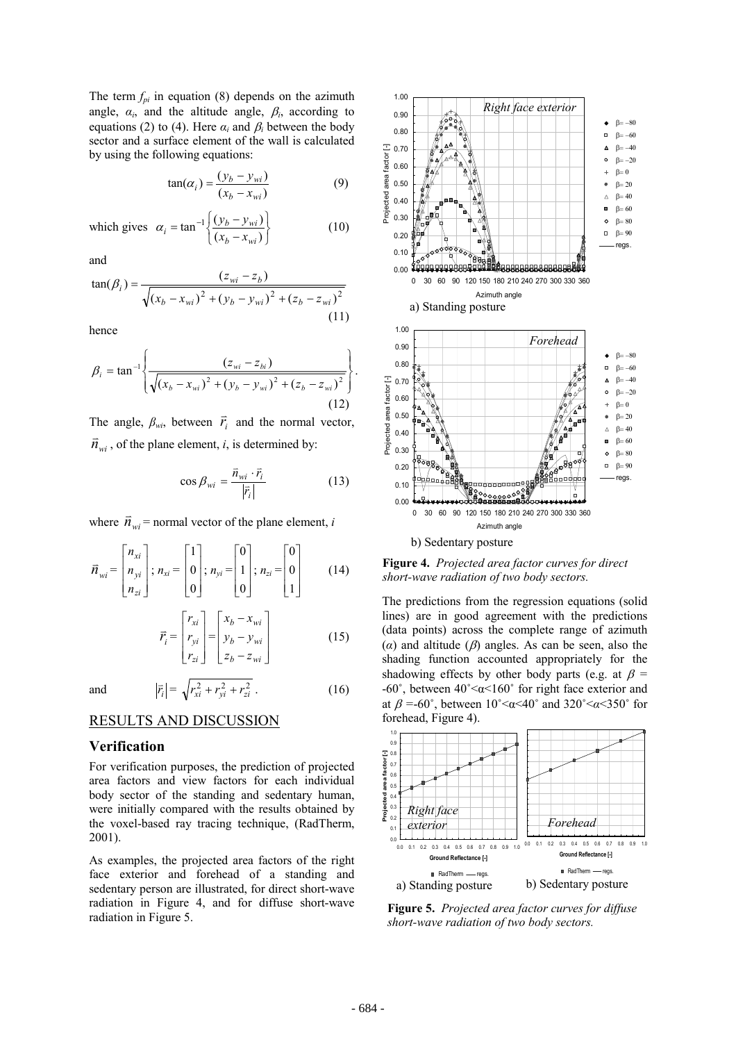The term $f_{pi}$ in equation (8) depends on the azimuth angle, $\alpha_i$, and the altitude angle, $\beta_i$, according to equations (2) to (4). Here $\alpha_i$ and $\beta_i$ between the body sector and a surface element of the wall is calculated by using the following equations:

$$\tan(\alpha_i) = \frac{(y_b - y_{wi})}{(x_b - x_{wi})} \tag{9}$$

which gives $\alpha_i = \tan^{-1}\left\{\frac{(y_b - y_{wi})}{(x_b - x_{wi})}\right\}$ (10)

and

$$\tan(\beta_i) = \frac{(z_{wi} - z_b)}{\sqrt{(x_b - x_{wi})^2 + (y_b - y_{wi})^2 + (z_b - z_{wi})^2}} \tag{11}$$

hence

$$\beta_i = \tan^{-1}\left\{\frac{(z_{wi} - z_{bi})}{\sqrt{(x_b - x_{wi})^2 + (y_b - y_{wi})^2 + (z_b - z_{wi})^2}}\right\}. \tag{12}$$

The angle, $\beta_{wi}$, between $\vec{r}_i$ and the normal vector, $\vec{n}_{wi}$, of the plane element, $i$, is determined by:

$$\cos\beta_{wi} = \frac{\vec{n}_{wi} \cdot \vec{r}_i}{|\vec{r}_i|} \tag{13}$$

where $\vec{n}_{wi}$ = normal vector of the plane element, $i$

$$\vec{n}_{wi} = \begin{bmatrix} n_{xi} \\ n_{yi} \\ n_{zi} \end{bmatrix}; \; n_{xi} = \begin{bmatrix} 1 \\ 0 \\ 0 \end{bmatrix}; \; n_{yi} = \begin{bmatrix} 0 \\ 1 \\ 0 \end{bmatrix}; \; n_{zi} = \begin{bmatrix} 0 \\ 0 \\ 1 \end{bmatrix} \tag{14}$$

$$\vec{r}_i = \begin{bmatrix} r_{xi} \\ r_{yi} \\ r_{zi} \end{bmatrix} = \begin{bmatrix} x_b - x_{wi} \\ y_b - y_{wi} \\ z_b - z_{wi} \end{bmatrix} \tag{15}$$

and $\quad |\vec{r}_i| = \sqrt{r_{xi}^2 + r_{yi}^2 + r_{zi}^2}$. (16)

## RESULTS AND DISCUSSION

### Verification

For verification purposes, the prediction of projected area factors and view factors for each individual body sector of the standing and sedentary human, were initially compared with the results obtained by the voxel-based ray tracing technique, (RadTherm, 2001).

As examples, the projected area factors of the right face exterior and forehead of a standing and sedentary person are illustrated, for direct short-wave radiation in Figure 4, and for diffuse short-wave radiation in Figure 5.

a) Standing posture

b) Sedentary posture

**Figure 4.** *Projected area factor curves for direct short-wave radiation of two body sectors.*

The predictions from the regression equations (solid lines) are in good agreement with the predictions (data points) across the complete range of azimuth ($\alpha$) and altitude ($\beta$) angles. As can be seen, also the shading function accounted appropriately for the shadowing effects by other body parts (e.g. at $\beta$ = -60˚, between 40˚<$\alpha$<160˚ for right face exterior and at $\beta$ =-60˚, between 10˚<$\alpha$<40˚ and 320˚<$\alpha$<350˚ for forehead, Figure 4).

a) Standing posture &nbsp;&nbsp;&nbsp; b) Sedentary posture

**Figure 5.** *Projected area factor curves for diffuse short-wave radiation of two body sectors.*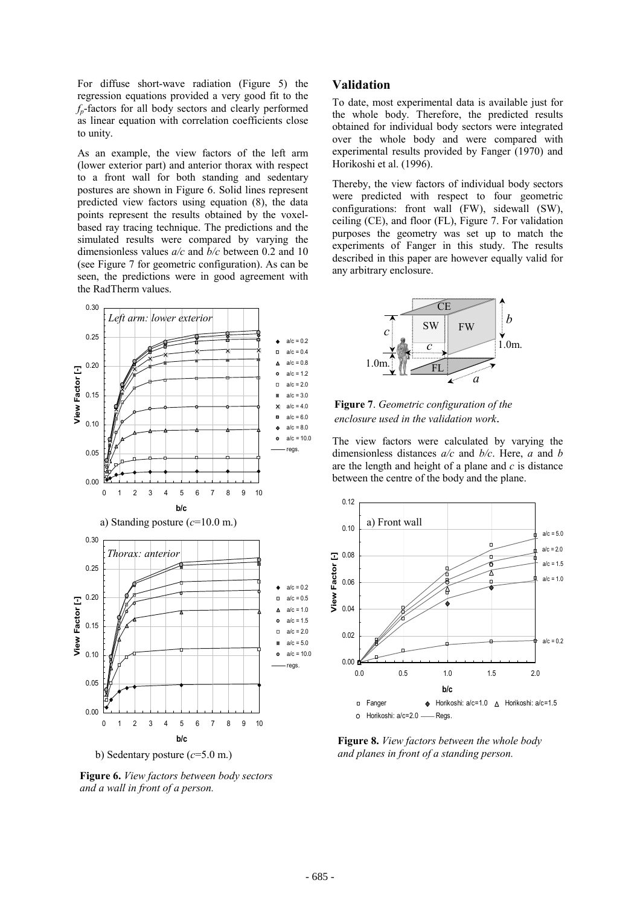For diffuse short-wave radiation (Figure 5) the regression equations provided a very good fit to the $f_p$-factors for all body sectors and clearly performed as linear equation with correlation coefficients close to unity.

As an example, the view factors of the left arm (lower exterior part) and anterior thorax with respect to a front wall for both standing and sedentary postures are shown in Figure 6. Solid lines represent predicted view factors using equation (8), the data points represent the results obtained by the voxel-based ray tracing technique. The predictions and the simulated results were compared by varying the dimensionless values *a/c* and *b/c* between 0.2 and 10 (see Figure 7 for geometric configuration). As can be seen, the predictions were in good agreement with the RadTherm values.

a) Standing posture ($c$=10.0 m.)

b) Sedentary posture ($c$=5.0 m.)

**Figure 6.** *View factors between body sectors and a wall in front of a person.*

## Validation

To date, most experimental data is available just for the whole body. Therefore, the predicted results obtained for individual body sectors were integrated over the whole body and were compared with experimental results provided by Fanger (1970) and Horikoshi et al. (1996).

Thereby, the view factors of individual body sectors were predicted with respect to four geometric configurations: front wall (FW), sidewall (SW), ceiling (CE), and floor (FL), Figure 7. For validation purposes the geometry was set up to match the experiments of Fanger in this study. The results described in this paper are however equally valid for any arbitrary enclosure.

**Figure 7**. *Geometric configuration of the enclosure used in the validation work*.

The view factors were calculated by varying the dimensionless distances *a/c* and *b/c*. Here, *a* and *b* are the length and height of a plane and *c* is distance between the centre of the body and the plane.

**Figure 8.** *View factors between the whole body and planes in front of a standing person.*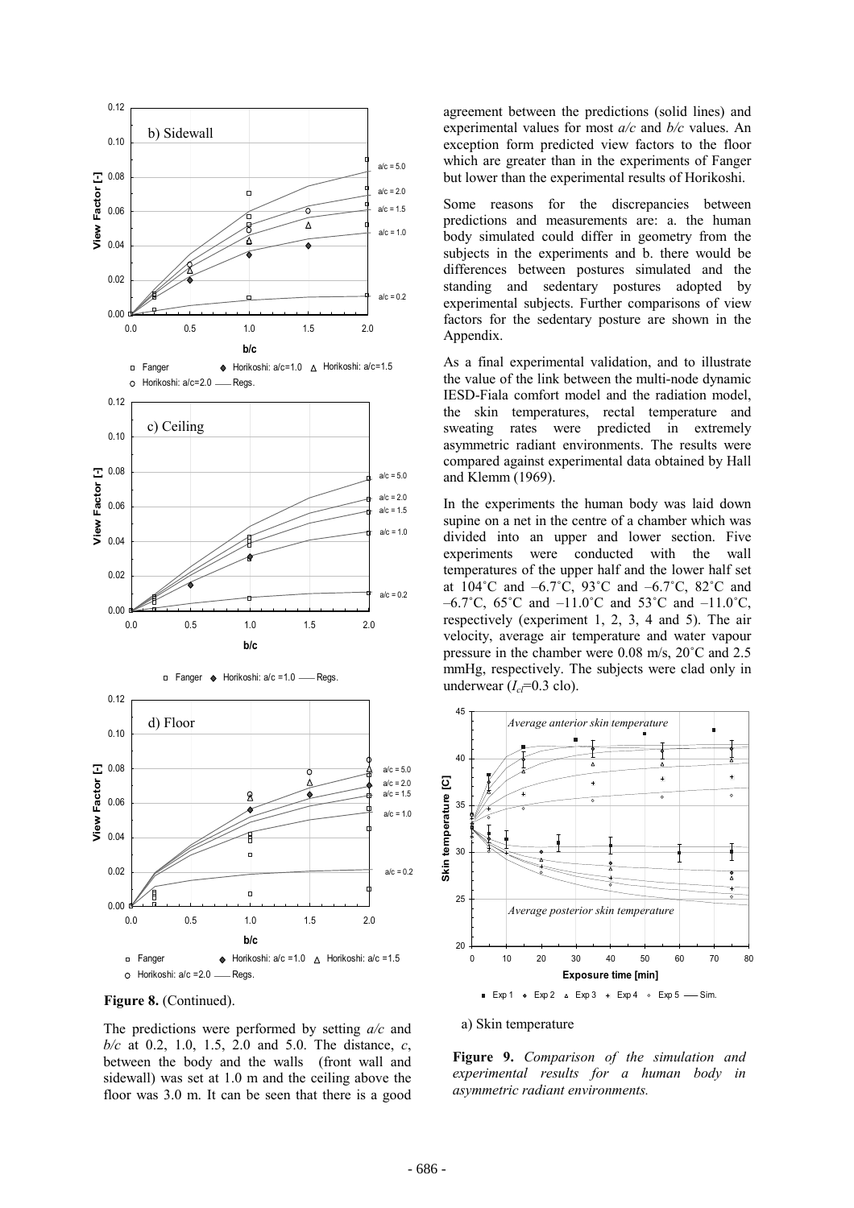**Figure 8.** (Continued).

The predictions were performed by setting *a/c* and *b/c* at 0.2, 1.0, 1.5, 2.0 and 5.0. The distance, *c*, between the body and the walls (front wall and sidewall) was set at 1.0 m and the ceiling above the floor was 3.0 m. It can be seen that there is a good agreement between the predictions (solid lines) and experimental values for most *a/c* and *b/c* values. An exception form predicted view factors to the floor which are greater than in the experiments of Fanger but lower than the experimental results of Horikoshi.

Some reasons for the discrepancies between predictions and measurements are: a. the human body simulated could differ in geometry from the subjects in the experiments and b. there would be differences between postures simulated and the standing and sedentary postures adopted by experimental subjects. Further comparisons of view factors for the sedentary posture are shown in the Appendix.

As a final experimental validation, and to illustrate the value of the link between the multi-node dynamic IESD-Fiala comfort model and the radiation model, the skin temperatures, rectal temperature and sweating rates were predicted in extremely asymmetric radiant environments. The results were compared against experimental data obtained by Hall and Klemm (1969).

In the experiments the human body was laid down supine on a net in the centre of a chamber which was divided into an upper and lower section. Five experiments were conducted with the wall temperatures of the upper half and the lower half set at 104˚C and –6.7˚C, 93˚C and –6.7˚C, 82˚C and –6.7˚C, 65˚C and –11.0˚C and 53˚C and –11.0˚C, respectively (experiment 1, 2, 3, 4 and 5). The air velocity, average air temperature and water vapour pressure in the chamber were 0.08 m/s, 20˚C and 2.5 mmHg, respectively. The subjects were clad only in underwear ($I_{cl}$=0.3 clo).

a) Skin temperature

**Figure 9.** *Comparison of the simulation and experimental results for a human body in asymmetric radiant environments.*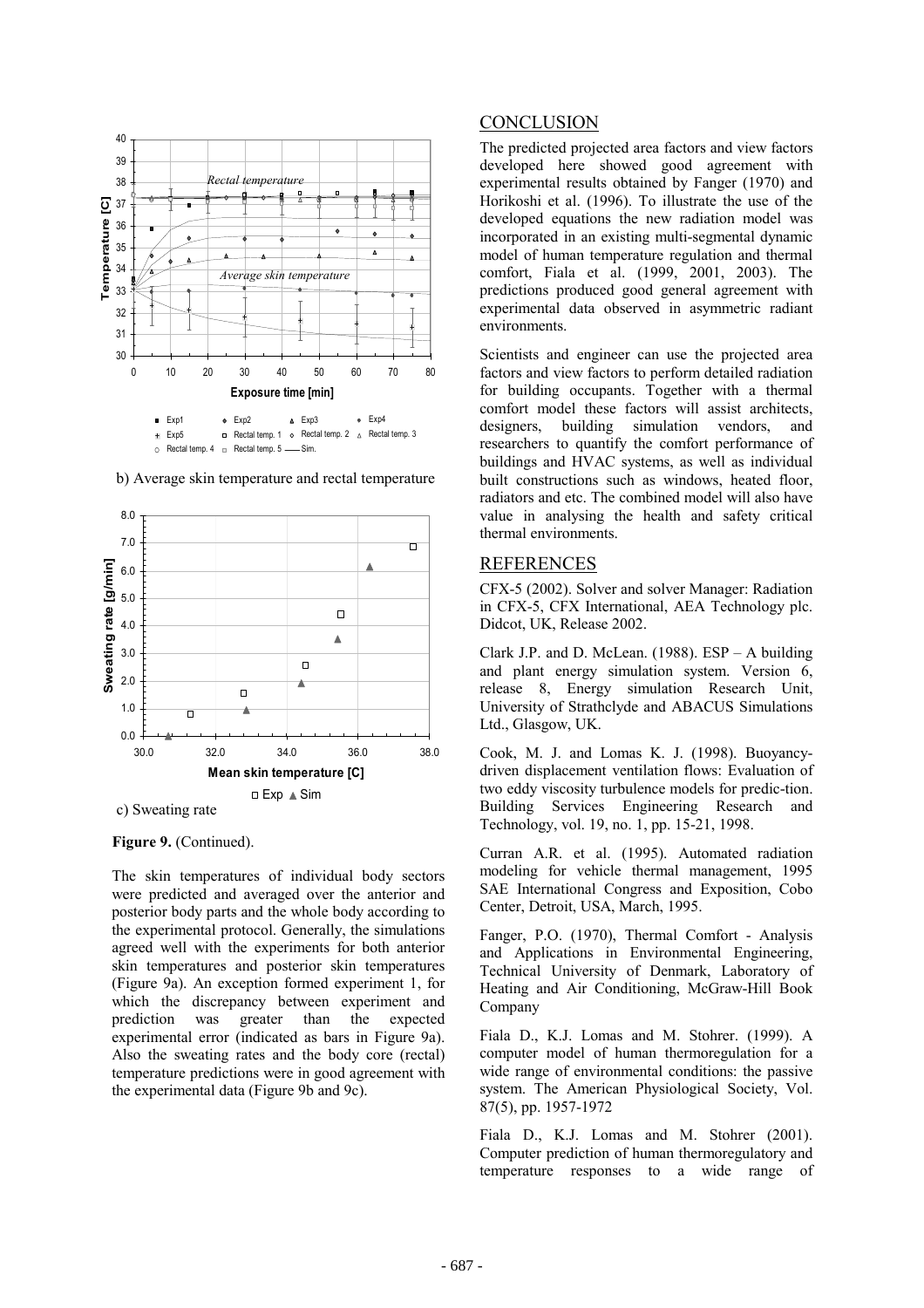b) Average skin temperature and rectal temperature

c) Sweating rate

**Figure 9.** (Continued).

The skin temperatures of individual body sectors were predicted and averaged over the anterior and posterior body parts and the whole body according to the experimental protocol. Generally, the simulations agreed well with the experiments for both anterior skin temperatures and posterior skin temperatures (Figure 9a). An exception formed experiment 1, for which the discrepancy between experiment and prediction was greater than the expected experimental error (indicated as bars in Figure 9a). Also the sweating rates and the body core (rectal) temperature predictions were in good agreement with the experimental data (Figure 9b and 9c).

## CONCLUSION

The predicted projected area factors and view factors developed here showed good agreement with experimental results obtained by Fanger (1970) and Horikoshi et al. (1996). To illustrate the use of the developed equations the new radiation model was incorporated in an existing multi-segmental dynamic model of human temperature regulation and thermal comfort, Fiala et al. (1999, 2001, 2003). The predictions produced good general agreement with experimental data observed in asymmetric radiant environments.

Scientists and engineer can use the projected area factors and view factors to perform detailed radiation for building occupants. Together with a thermal comfort model these factors will assist architects, designers, building simulation vendors, and researchers to quantify the comfort performance of buildings and HVAC systems, as well as individual built constructions such as windows, heated floor, radiators and etc. The combined model will also have value in analysing the health and safety critical thermal environments.

## REFERENCES

CFX-5 (2002). Solver and solver Manager: Radiation in CFX-5, CFX International, AEA Technology plc. Didcot, UK, Release 2002.

Clark J.P. and D. McLean. (1988). ESP – A building and plant energy simulation system. Version 6, release 8, Energy simulation Research Unit, University of Strathclyde and ABACUS Simulations Ltd., Glasgow, UK.

Cook, M. J. and Lomas K. J. (1998). Buoyancy-driven displacement ventilation flows: Evaluation of two eddy viscosity turbulence models for predic-tion. Building Services Engineering Research and Technology, vol. 19, no. 1, pp. 15-21, 1998.

Curran A.R. et al. (1995). Automated radiation modeling for vehicle thermal management, 1995 SAE International Congress and Exposition, Cobo Center, Detroit, USA, March, 1995.

Fanger, P.O. (1970), Thermal Comfort - Analysis and Applications in Environmental Engineering, Technical University of Denmark, Laboratory of Heating and Air Conditioning, McGraw-Hill Book Company

Fiala D., K.J. Lomas and M. Stohrer. (1999). A computer model of human thermoregulation for a wide range of environmental conditions: the passive system. The American Physiological Society, Vol. 87(5), pp. 1957-1972

Fiala D., K.J. Lomas and M. Stohrer (2001). Computer prediction of human thermoregulatory and temperature responses to a wide range of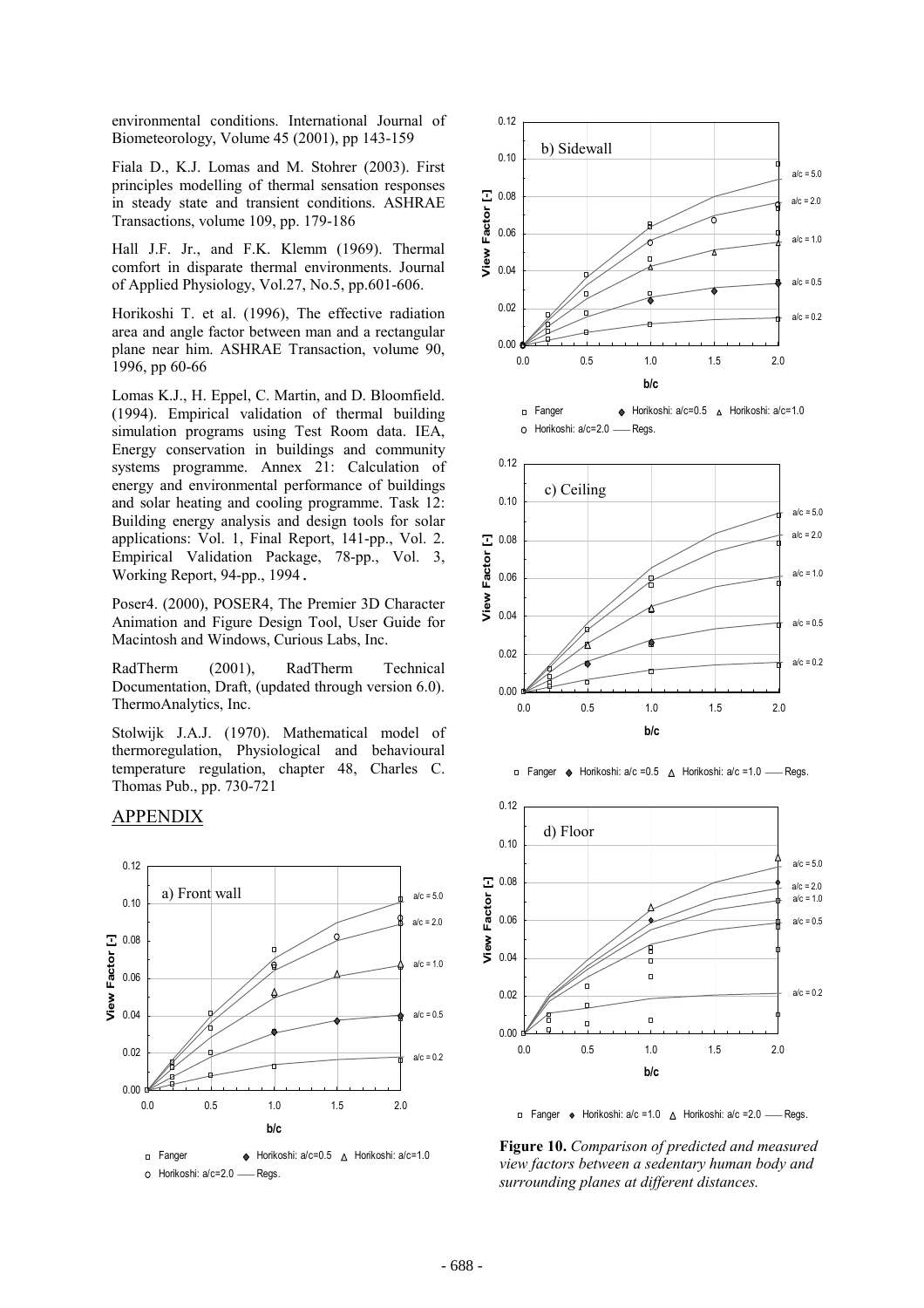environmental conditions. International Journal of Biometeorology, Volume 45 (2001), pp 143-159

Fiala D., K.J. Lomas and M. Stohrer (2003). First principles modelling of thermal sensation responses in steady state and transient conditions. ASHRAE Transactions, volume 109, pp. 179-186

Hall J.F. Jr., and F.K. Klemm (1969). Thermal comfort in disparate thermal environments. Journal of Applied Physiology, Vol.27, No.5, pp.601-606.

Horikoshi T. et al. (1996), The effective radiation area and angle factor between man and a rectangular plane near him. ASHRAE Transaction, volume 90, 1996, pp 60-66

Lomas K.J., H. Eppel, C. Martin, and D. Bloomfield. (1994). Empirical validation of thermal building simulation programs using Test Room data. IEA, Energy conservation in buildings and community systems programme. Annex 21: Calculation of energy and environmental performance of buildings and solar heating and cooling programme. Task 12: Building energy analysis and design tools for solar applications: Vol. 1, Final Report, 141-pp., Vol. 2. Empirical Validation Package, 78-pp., Vol. 3, Working Report, 94-pp., 1994.

Poser4. (2000), POSER4, The Premier 3D Character Animation and Figure Design Tool, User Guide for Macintosh and Windows, Curious Labs, Inc.

RadTherm (2001), RadTherm Technical Documentation, Draft, (updated through version 6.0). ThermoAnalytics, Inc.

Stolwijk J.A.J. (1970). Mathematical model of thermoregulation, Physiological and behavioural temperature regulation, chapter 48, Charles C. Thomas Pub., pp. 730-721

## APPENDIX

a) Front wall

View Factor [-]

0.00 0.02 0.04 0.06 0.08 0.10 0.12

b/c

0.0 0.5 1.0 1.5 2.0

a/c = 5.0
a/c = 2.0
a/c = 1.0
a/c = 0.5
a/c = 0.2

Fanger ◆ Horikoshi: a/c=0.5 △ Horikoshi: a/c=1.0 ○ Horikoshi: a/c=2.0 —— Regs.

b) Sidewall

View Factor [-]

0.00 0.02 0.04 0.06 0.08 0.10 0.12

b/c

0.0 0.5 1.0 1.5 2.0

a/c = 5.0
a/c = 2.0
a/c = 1.0
a/c = 0.5
a/c = 0.2

Fanger ◆ Horikoshi: a/c=0.5 △ Horikoshi: a/c=1.0 ○ Horikoshi: a/c=2.0 —— Regs.

c) Ceiling

View Factor [-]

0.00 0.02 0.04 0.06 0.08 0.10 0.12

b/c

0.0 0.5 1.0 1.5 2.0

a/c = 5.0
a/c = 2.0
a/c = 1.0
a/c = 0.5
a/c = 0.2

Fanger ◆ Horikoshi: a/c =0.5 △ Horikoshi: a/c =1.0 —— Regs.

d) Floor

View Factor [-]

0.00 0.02 0.04 0.06 0.08 0.10 0.12

b/c

0.0 0.5 1.0 1.5 2.0

a/c = 5.0
a/c = 2.0
a/c = 1.0
a/c = 0.5
a/c = 0.2

Fanger ◆ Horikoshi: a/c =1.0 △ Horikoshi: a/c =2.0 —— Regs.

**Figure 10.** *Comparison of predicted and measured view factors between a sedentary human body and surrounding planes at different distances.*